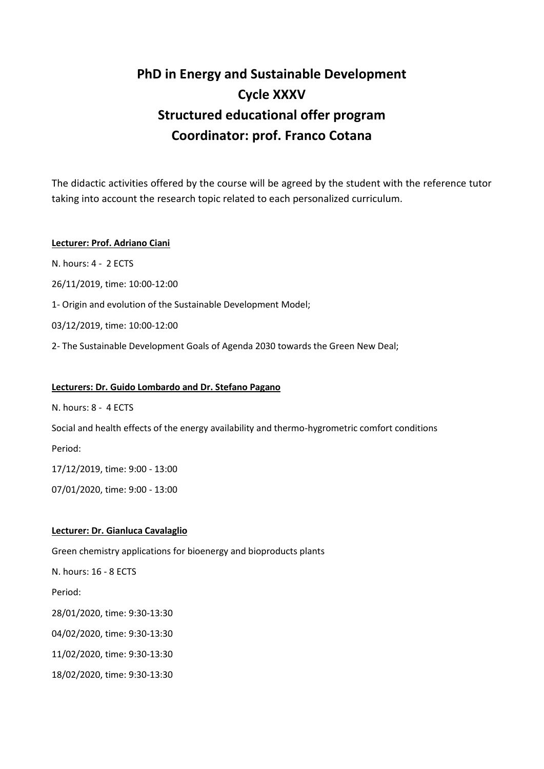# PhD in Energy and Sustainable Development
# Cycle XXXV
# Structured educational offer program
# Coordinator: prof. Franco Cotana

The didactic activities offered by the course will be agreed by the student with the reference tutor taking into account the research topic related to each personalized curriculum.

**Lecturer: Prof. Adriano Ciani**

N. hours: 4 - 2 ECTS

26/11/2019, time: 10:00-12:00

1- Origin and evolution of the Sustainable Development Model;

03/12/2019, time: 10:00-12:00

2- The Sustainable Development Goals of Agenda 2030 towards the Green New Deal;

**Lecturers: Dr. Guido Lombardo and Dr. Stefano Pagano**

N. hours: 8 - 4 ECTS

Social and health effects of the energy availability and thermo-hygrometric comfort conditions

Period:

17/12/2019, time: 9:00 - 13:00

07/01/2020, time: 9:00 - 13:00

**Lecturer: Dr. Gianluca Cavalaglio**

Green chemistry applications for bioenergy and bioproducts plants

N. hours: 16 - 8 ECTS

Period:

28/01/2020, time: 9:30-13:30

04/02/2020, time: 9:30-13:30

11/02/2020, time: 9:30-13:30

18/02/2020, time: 9:30-13:30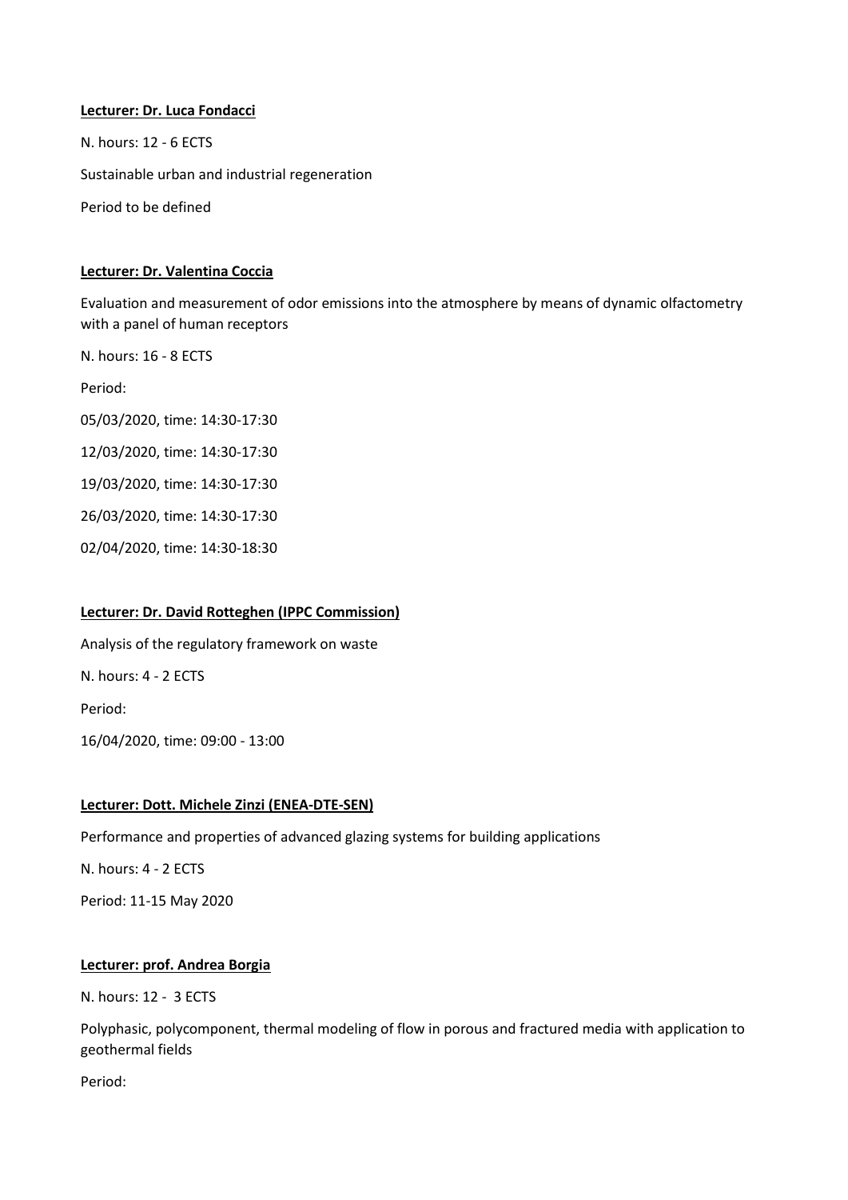**Lecturer: Dr. Luca Fondacci**

N. hours: 12 - 6 ECTS

Sustainable urban and industrial regeneration

Period to be defined

**Lecturer: Dr. Valentina Coccia**

Evaluation and measurement of odor emissions into the atmosphere by means of dynamic olfactometry with a panel of human receptors

N. hours: 16 - 8 ECTS

Period:

05/03/2020, time: 14:30-17:30

12/03/2020, time: 14:30-17:30

19/03/2020, time: 14:30-17:30

26/03/2020, time: 14:30-17:30

02/04/2020, time: 14:30-18:30

**Lecturer: Dr. David Rotteghen (IPPC Commission)**

Analysis of the regulatory framework on waste

N. hours: 4 - 2 ECTS

Period:

16/04/2020, time: 09:00 - 13:00

**Lecturer: Dott. Michele Zinzi (ENEA-DTE-SEN)**

Performance and properties of advanced glazing systems for building applications

N. hours: 4 - 2 ECTS

Period: 11-15 May 2020

**Lecturer: prof. Andrea Borgia**

N. hours: 12 - 3 ECTS

Polyphasic, polycomponent, thermal modeling of flow in porous and fractured media with application to geothermal fields

Period: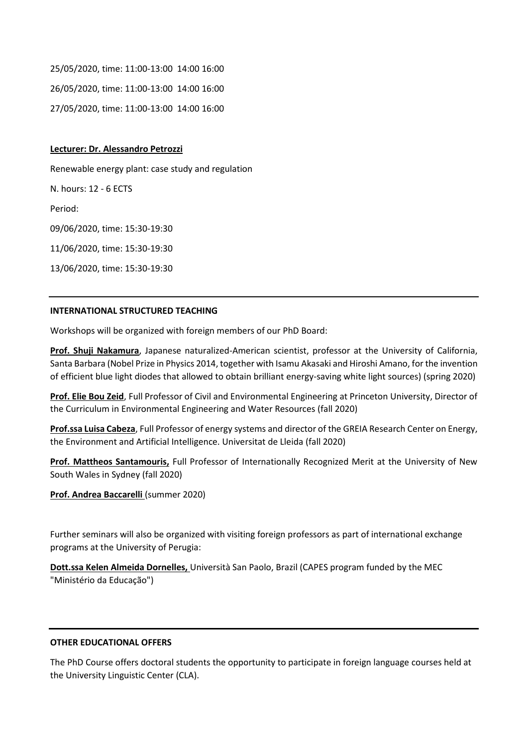25/05/2020, time: 11:00-13:00  14:00 16:00

26/05/2020, time: 11:00-13:00  14:00 16:00

27/05/2020, time: 11:00-13:00  14:00 16:00

**Lecturer: Dr. Alessandro Petrozzi**

Renewable energy plant: case study and regulation

N. hours: 12 - 6 ECTS

Period:

09/06/2020, time: 15:30-19:30

11/06/2020, time: 15:30-19:30

13/06/2020, time: 15:30-19:30

---

**INTERNATIONAL STRUCTURED TEACHING**

Workshops will be organized with foreign members of our PhD Board:

**Prof. Shuji Nakamura**, Japanese naturalized-American scientist, professor at the University of California, Santa Barbara (Nobel Prize in Physics 2014, together with Isamu Akasaki and Hiroshi Amano, for the invention of efficient blue light diodes that allowed to obtain brilliant energy-saving white light sources) (spring 2020)

**Prof. Elie Bou Zeid**, Full Professor of Civil and Environmental Engineering at Princeton University, Director of the Curriculum in Environmental Engineering and Water Resources (fall 2020)

**Prof.ssa Luisa Cabeza**, Full Professor of energy systems and director of the GREIA Research Center on Energy, the Environment and Artificial Intelligence. Universitat de Lleida (fall 2020)

**Prof. Mattheos Santamouris,** Full Professor of Internationally Recognized Merit at the University of New South Wales in Sydney (fall 2020)

**Prof. Andrea Baccarelli** (summer 2020)

Further seminars will also be organized with visiting foreign professors as part of international exchange programs at the University of Perugia:

**Dott.ssa Kelen Almeida Dornelles,** Università San Paolo, Brazil (CAPES program funded by the MEC "Ministério da Educação")

---

**OTHER EDUCATIONAL OFFERS**

The PhD Course offers doctoral students the opportunity to participate in foreign language courses held at the University Linguistic Center (CLA).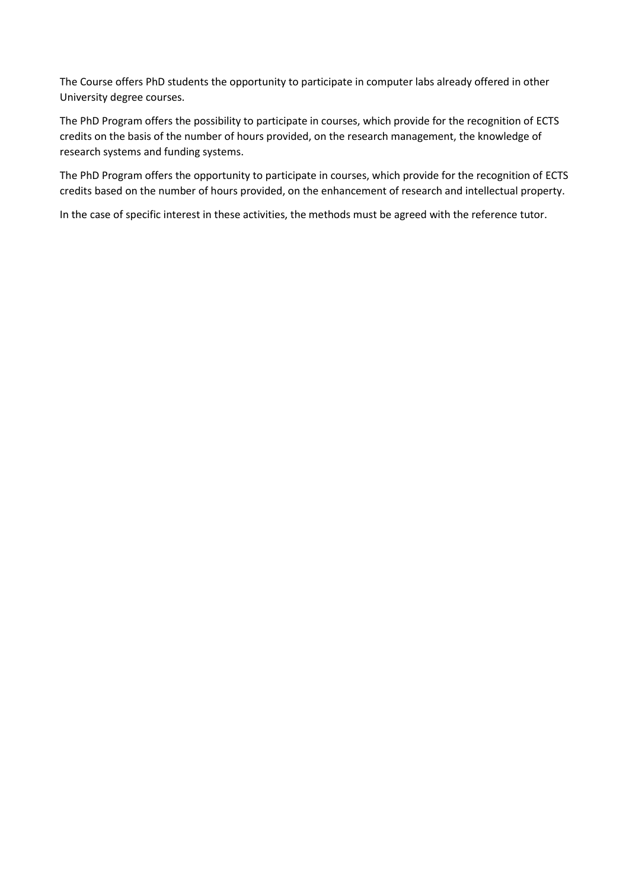The Course offers PhD students the opportunity to participate in computer labs already offered in other University degree courses.

The PhD Program offers the possibility to participate in courses, which provide for the recognition of ECTS credits on the basis of the number of hours provided, on the research management, the knowledge of research systems and funding systems.

The PhD Program offers the opportunity to participate in courses, which provide for the recognition of ECTS credits based on the number of hours provided, on the enhancement of research and intellectual property.

In the case of specific interest in these activities, the methods must be agreed with the reference tutor.